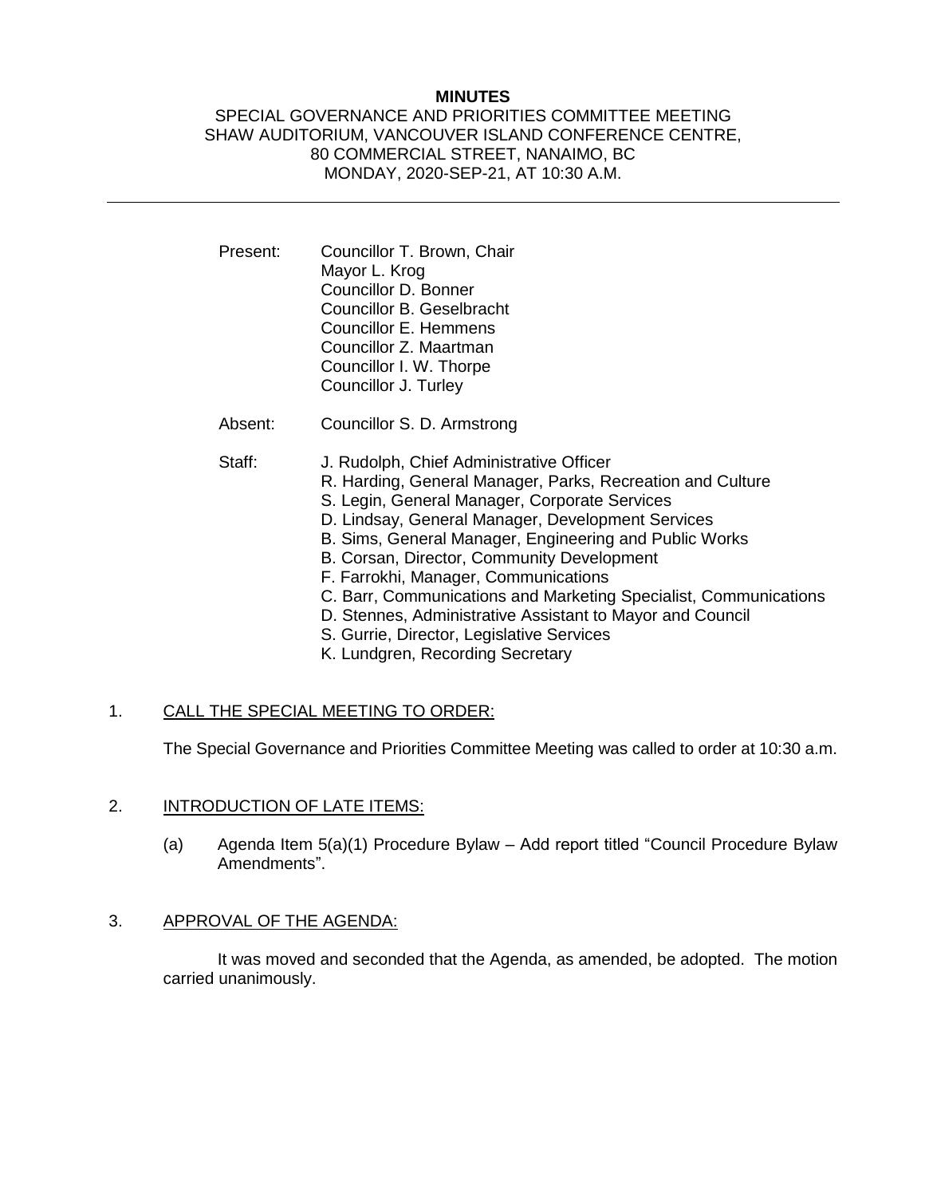**MINUTES**

SPECIAL GOVERNANCE AND PRIORITIES COMMITTEE MEETING
SHAW AUDITORIUM, VANCOUVER ISLAND CONFERENCE CENTRE,
80 COMMERCIAL STREET, NANAIMO, BC
MONDAY, 2020-SEP-21, AT 10:30 A.M.

---

Present: Councillor T. Brown, Chair
Mayor L. Krog
Councillor D. Bonner
Councillor B. Geselbracht
Councillor E. Hemmens
Councillor Z. Maartman
Councillor I. W. Thorpe
Councillor J. Turley

Absent: Councillor S. D. Armstrong

Staff: J. Rudolph, Chief Administrative Officer
R. Harding, General Manager, Parks, Recreation and Culture
S. Legin, General Manager, Corporate Services
D. Lindsay, General Manager, Development Services
B. Sims, General Manager, Engineering and Public Works
B. Corsan, Director, Community Development
F. Farrokhi, Manager, Communications
C. Barr, Communications and Marketing Specialist, Communications
D. Stennes, Administrative Assistant to Mayor and Council
S. Gurrie, Director, Legislative Services
K. Lundgren, Recording Secretary

1. CALL THE SPECIAL MEETING TO ORDER:

The Special Governance and Priorities Committee Meeting was called to order at 10:30 a.m.

2. INTRODUCTION OF LATE ITEMS:

(a) Agenda Item 5(a)(1) Procedure Bylaw – Add report titled "Council Procedure Bylaw Amendments".

3. APPROVAL OF THE AGENDA:

It was moved and seconded that the Agenda, as amended, be adopted. The motion carried unanimously.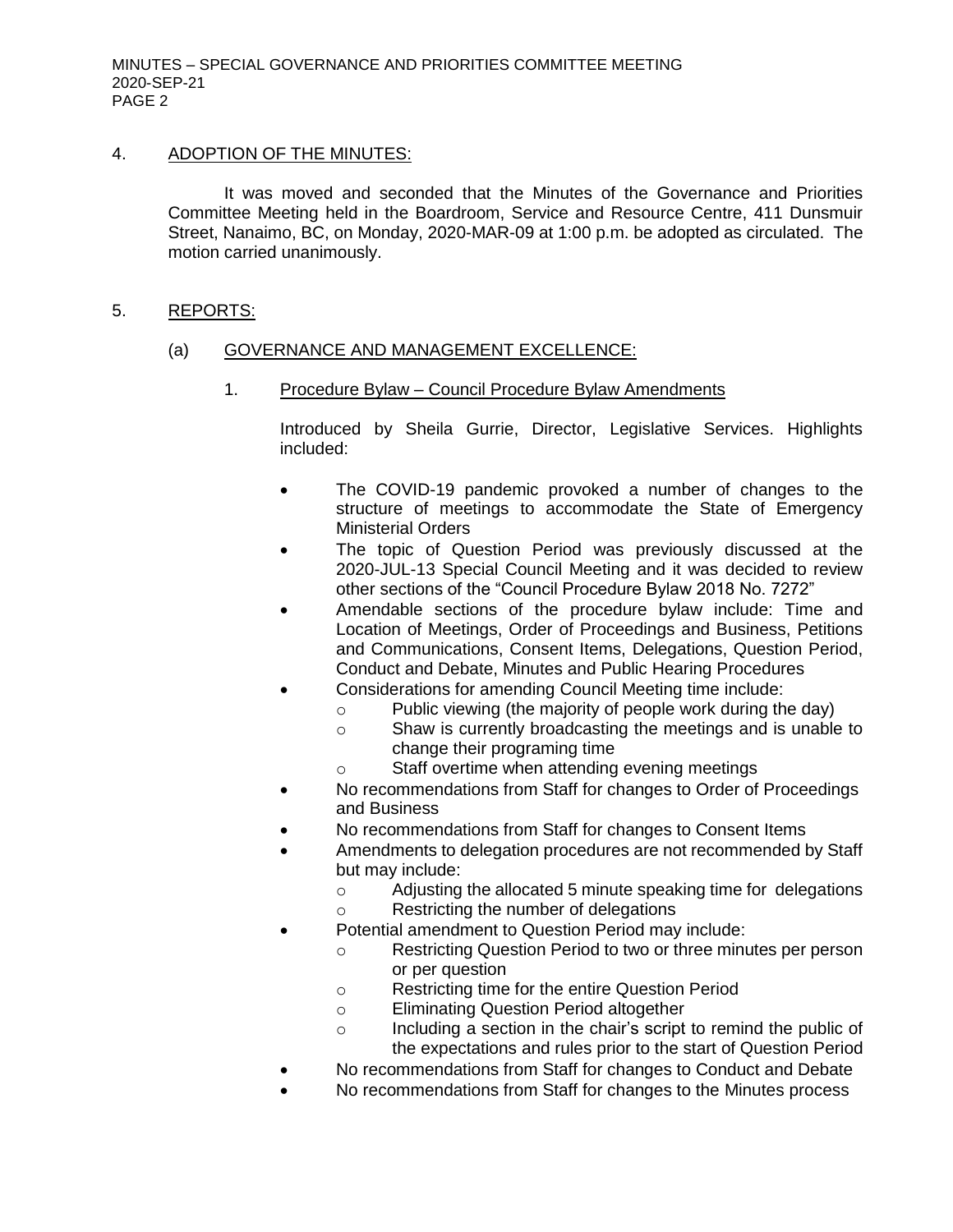## 4. ADOPTION OF THE MINUTES:

It was moved and seconded that the Minutes of the Governance and Priorities Committee Meeting held in the Boardroom, Service and Resource Centre, 411 Dunsmuir Street, Nanaimo, BC, on Monday, 2020-MAR-09 at 1:00 p.m. be adopted as circulated. The motion carried unanimously.

## 5. REPORTS:

### (a) GOVERNANCE AND MANAGEMENT EXCELLENCE:

#### 1. Procedure Bylaw – Council Procedure Bylaw Amendments

Introduced by Sheila Gurrie, Director, Legislative Services. Highlights included:

- The COVID-19 pandemic provoked a number of changes to the structure of meetings to accommodate the State of Emergency Ministerial Orders
- The topic of Question Period was previously discussed at the 2020-JUL-13 Special Council Meeting and it was decided to review other sections of the "Council Procedure Bylaw 2018 No. 7272"
- Amendable sections of the procedure bylaw include: Time and Location of Meetings, Order of Proceedings and Business, Petitions and Communications, Consent Items, Delegations, Question Period, Conduct and Debate, Minutes and Public Hearing Procedures
- Considerations for amending Council Meeting time include:
  - Public viewing (the majority of people work during the day)
  - Shaw is currently broadcasting the meetings and is unable to change their programing time
  - Staff overtime when attending evening meetings
- No recommendations from Staff for changes to Order of Proceedings and Business
- No recommendations from Staff for changes to Consent Items
- Amendments to delegation procedures are not recommended by Staff but may include:
  - Adjusting the allocated 5 minute speaking time for delegations
  - Restricting the number of delegations
- Potential amendment to Question Period may include:
  - Restricting Question Period to two or three minutes per person or per question
  - Restricting time for the entire Question Period
  - Eliminating Question Period altogether
  - Including a section in the chair's script to remind the public of the expectations and rules prior to the start of Question Period
- No recommendations from Staff for changes to Conduct and Debate
- No recommendations from Staff for changes to the Minutes process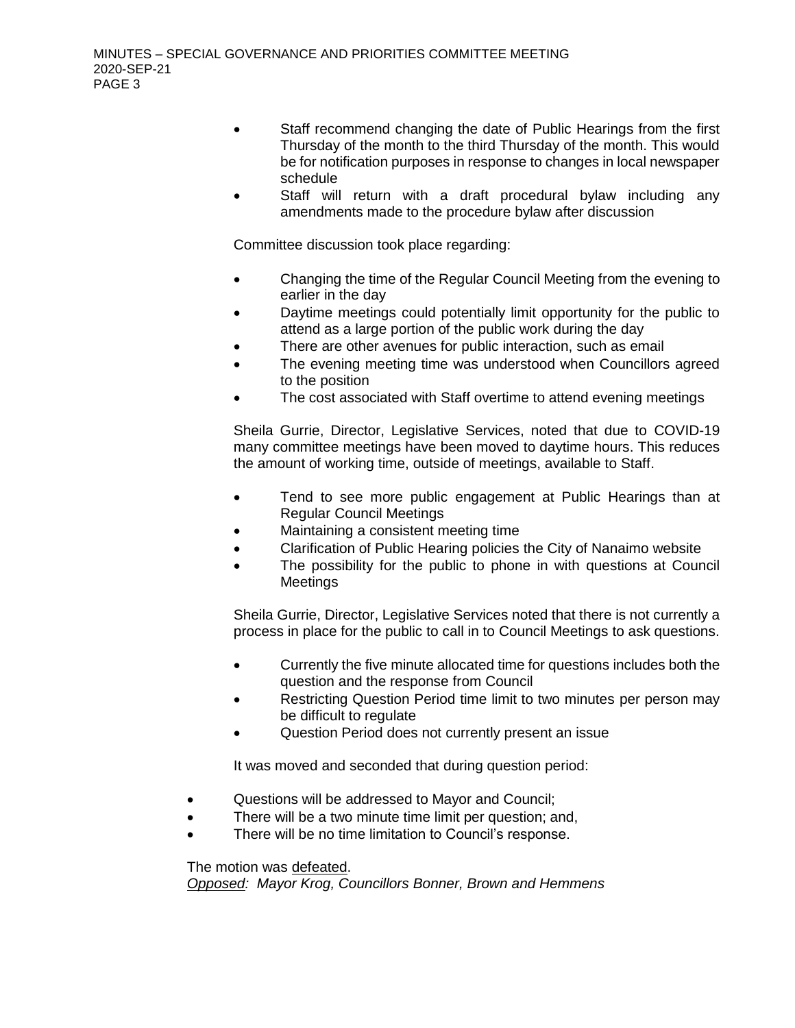- Staff recommend changing the date of Public Hearings from the first Thursday of the month to the third Thursday of the month. This would be for notification purposes in response to changes in local newspaper schedule
- Staff will return with a draft procedural bylaw including any amendments made to the procedure bylaw after discussion

Committee discussion took place regarding:

- Changing the time of the Regular Council Meeting from the evening to earlier in the day
- Daytime meetings could potentially limit opportunity for the public to attend as a large portion of the public work during the day
- There are other avenues for public interaction, such as email
- The evening meeting time was understood when Councillors agreed to the position
- The cost associated with Staff overtime to attend evening meetings

Sheila Gurrie, Director, Legislative Services, noted that due to COVID-19 many committee meetings have been moved to daytime hours. This reduces the amount of working time, outside of meetings, available to Staff.

- Tend to see more public engagement at Public Hearings than at Regular Council Meetings
- Maintaining a consistent meeting time
- Clarification of Public Hearing policies the City of Nanaimo website
- The possibility for the public to phone in with questions at Council Meetings

Sheila Gurrie, Director, Legislative Services noted that there is not currently a process in place for the public to call in to Council Meetings to ask questions.

- Currently the five minute allocated time for questions includes both the question and the response from Council
- Restricting Question Period time limit to two minutes per person may be difficult to regulate
- Question Period does not currently present an issue

It was moved and seconded that during question period:

- Questions will be addressed to Mayor and Council;
- There will be a two minute time limit per question; and,
- There will be no time limitation to Council's response.

The motion was defeated.
*Opposed: Mayor Krog, Councillors Bonner, Brown and Hemmens*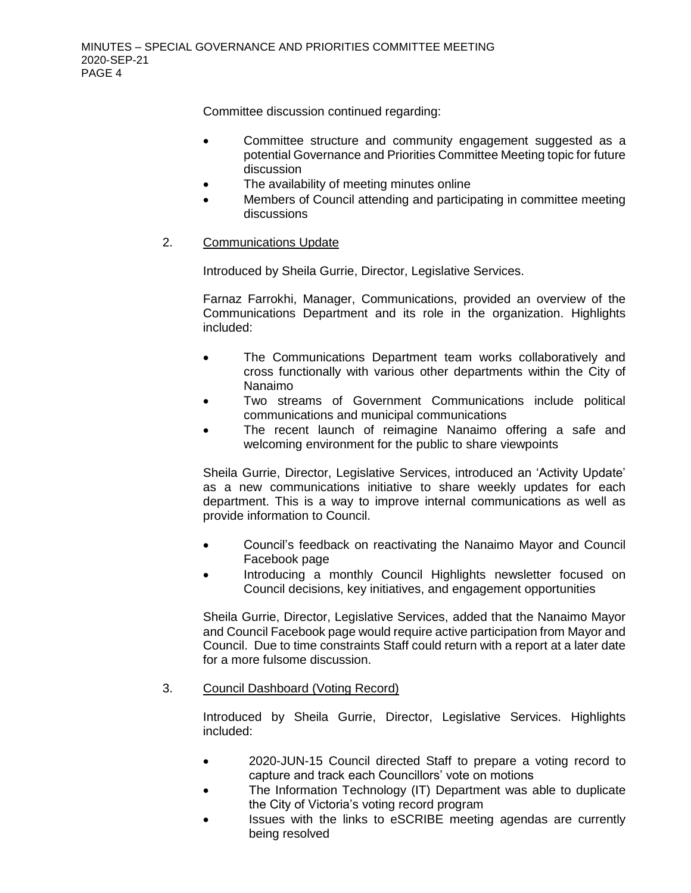Committee discussion continued regarding:

- Committee structure and community engagement suggested as a potential Governance and Priorities Committee Meeting topic for future discussion
- The availability of meeting minutes online
- Members of Council attending and participating in committee meeting discussions

2. Communications Update

Introduced by Sheila Gurrie, Director, Legislative Services.

Farnaz Farrokhi, Manager, Communications, provided an overview of the Communications Department and its role in the organization. Highlights included:

- The Communications Department team works collaboratively and cross functionally with various other departments within the City of Nanaimo
- Two streams of Government Communications include political communications and municipal communications
- The recent launch of reimagine Nanaimo offering a safe and welcoming environment for the public to share viewpoints

Sheila Gurrie, Director, Legislative Services, introduced an 'Activity Update' as a new communications initiative to share weekly updates for each department. This is a way to improve internal communications as well as provide information to Council.

- Council's feedback on reactivating the Nanaimo Mayor and Council Facebook page
- Introducing a monthly Council Highlights newsletter focused on Council decisions, key initiatives, and engagement opportunities

Sheila Gurrie, Director, Legislative Services, added that the Nanaimo Mayor and Council Facebook page would require active participation from Mayor and Council. Due to time constraints Staff could return with a report at a later date for a more fulsome discussion.

3. Council Dashboard (Voting Record)

Introduced by Sheila Gurrie, Director, Legislative Services. Highlights included:

- 2020-JUN-15 Council directed Staff to prepare a voting record to capture and track each Councillors' vote on motions
- The Information Technology (IT) Department was able to duplicate the City of Victoria's voting record program
- Issues with the links to eSCRIBE meeting agendas are currently being resolved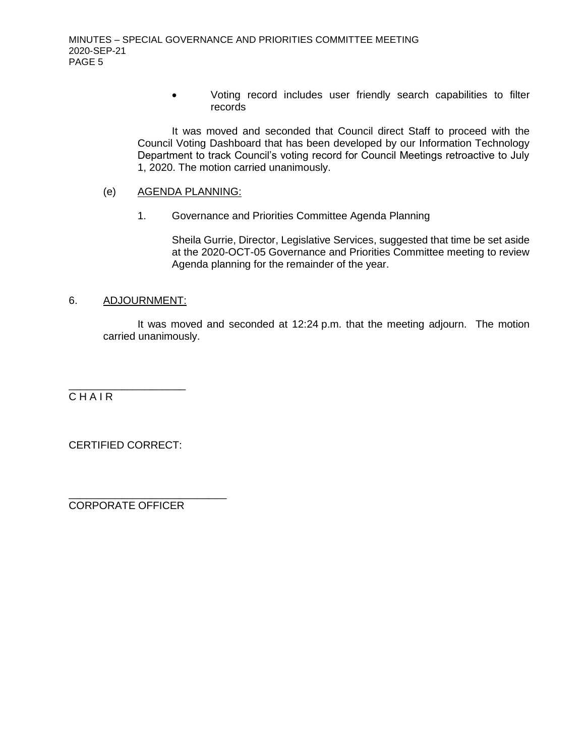- Voting record includes user friendly search capabilities to filter records

It was moved and seconded that Council direct Staff to proceed with the Council Voting Dashboard that has been developed by our Information Technology Department to track Council's voting record for Council Meetings retroactive to July 1, 2020. The motion carried unanimously.

(e) AGENDA PLANNING:

1. Governance and Priorities Committee Agenda Planning

Sheila Gurrie, Director, Legislative Services, suggested that time be set aside at the 2020-OCT-05 Governance and Priorities Committee meeting to review Agenda planning for the remainder of the year.

6. ADJOURNMENT:

It was moved and seconded at 12:24 p.m. that the meeting adjourn. The motion carried unanimously.

\_\_\_\_\_\_\_\_\_\_\_\_\_\_\_\_\_\_\_\_

C H A I R

CERTIFIED CORRECT:

\_\_\_\_\_\_\_\_\_\_\_\_\_\_\_\_\_\_\_\_\_\_\_\_\_\_

CORPORATE OFFICER